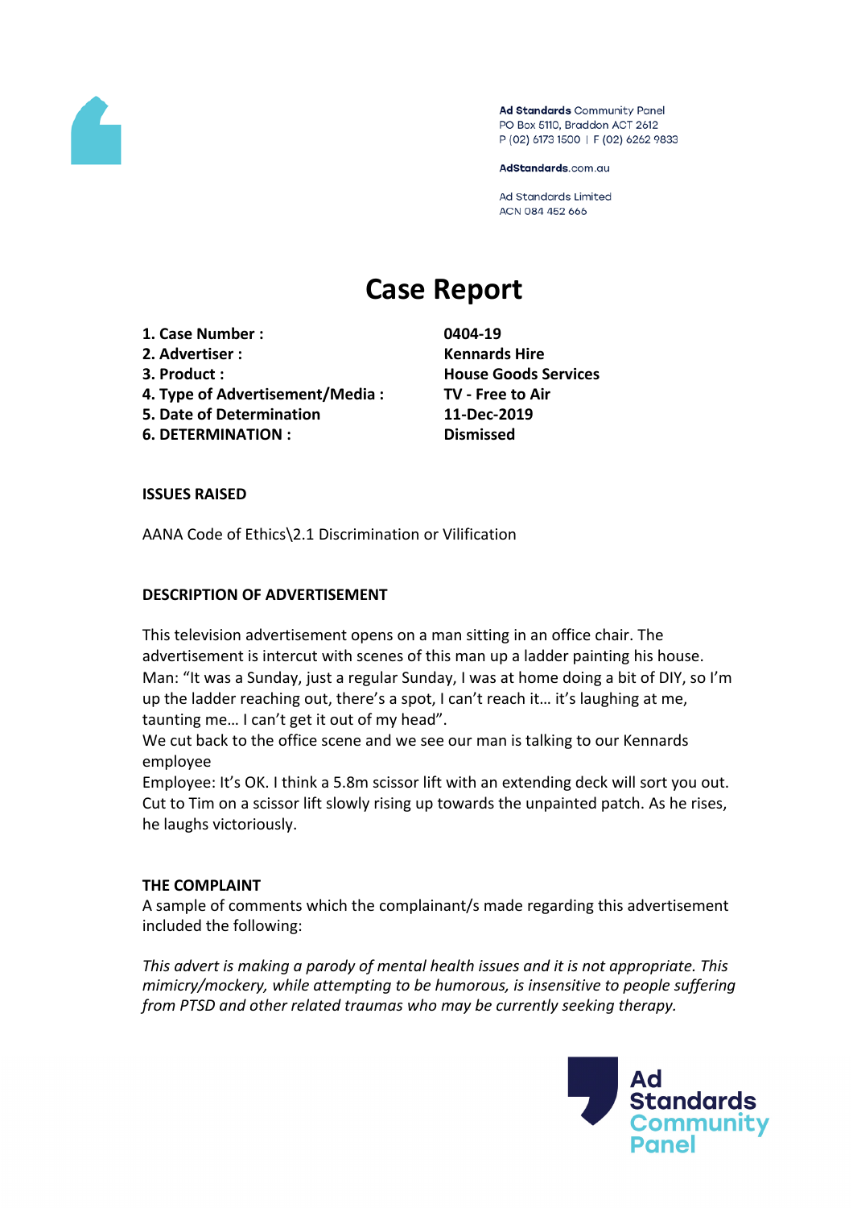Ad Standards Community Panel
PO Box 5110, Braddon ACT 2612
P (02) 6173 1500 | F (02) 6262 9833

AdStandards.com.au

Ad Standards Limited
ACN 084 452 666

# Case Report

| | |
|---|---|
| **1. Case Number :** | **0404-19** |
| **2. Advertiser :** | **Kennards Hire** |
| **3. Product :** | **House Goods Services** |
| **4. Type of Advertisement/Media :** | **TV - Free to Air** |
| **5. Date of Determination** | **11-Dec-2019** |
| **6. DETERMINATION :** | **Dismissed** |

**ISSUES RAISED**

AANA Code of Ethics\2.1 Discrimination or Vilification

**DESCRIPTION OF ADVERTISEMENT**

This television advertisement opens on a man sitting in an office chair. The advertisement is intercut with scenes of this man up a ladder painting his house.
Man: "It was a Sunday, just a regular Sunday, I was at home doing a bit of DIY, so I'm up the ladder reaching out, there's a spot, I can't reach it… it's laughing at me, taunting me… I can't get it out of my head".
We cut back to the office scene and we see our man is talking to our Kennards employee
Employee: It's OK. I think a 5.8m scissor lift with an extending deck will sort you out.
Cut to Tim on a scissor lift slowly rising up towards the unpainted patch. As he rises, he laughs victoriously.

**THE COMPLAINT**
A sample of comments which the complainant/s made regarding this advertisement included the following:

*This advert is making a parody of mental health issues and it is not appropriate. This mimicry/mockery, while attempting to be humorous, is insensitive to people suffering from PTSD and other related traumas who may be currently seeking therapy.*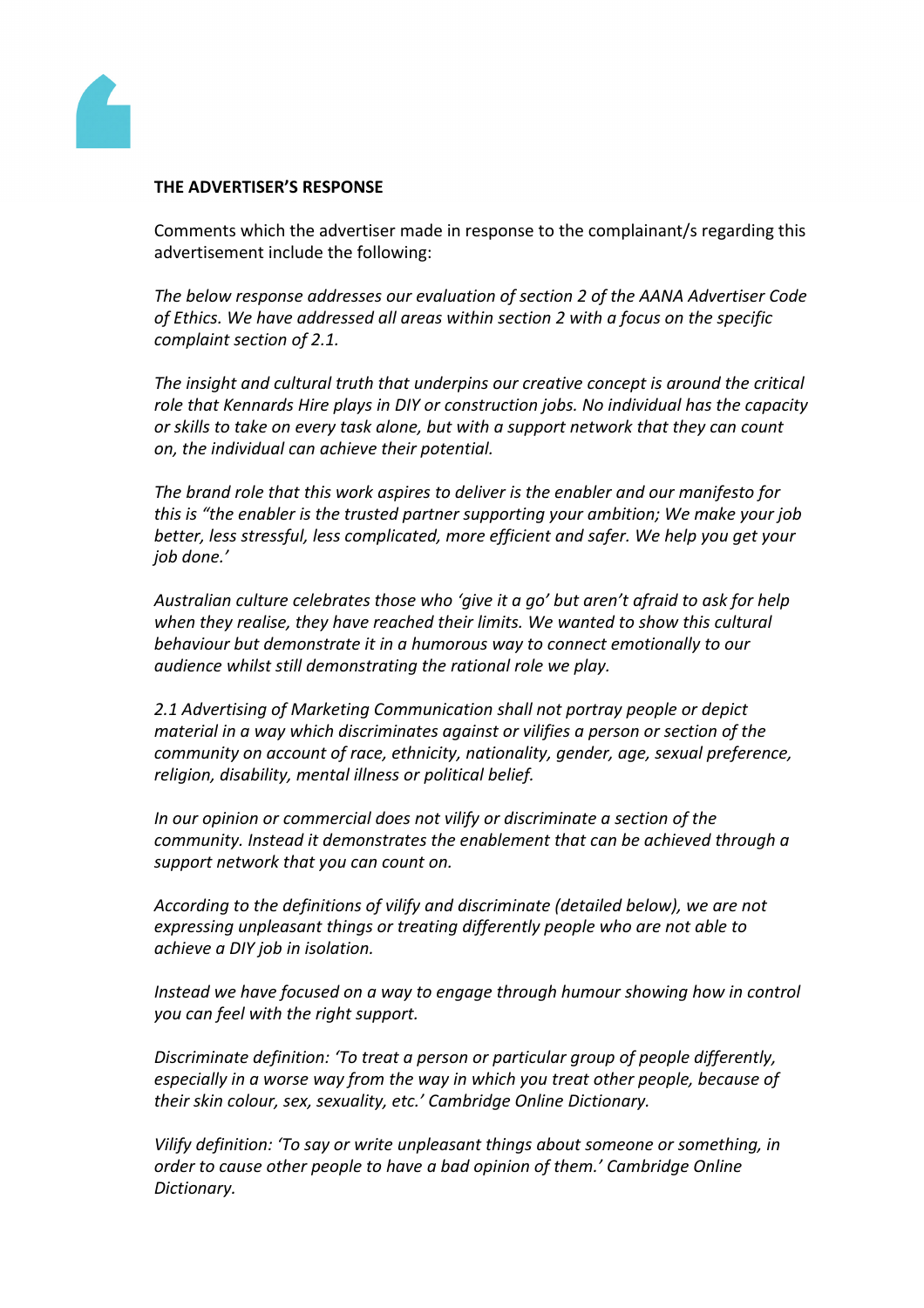**THE ADVERTISER'S RESPONSE**

Comments which the advertiser made in response to the complainant/s regarding this advertisement include the following:

*The below response addresses our evaluation of section 2 of the AANA Advertiser Code of Ethics. We have addressed all areas within section 2 with a focus on the specific complaint section of 2.1.*

*The insight and cultural truth that underpins our creative concept is around the critical role that Kennards Hire plays in DIY or construction jobs. No individual has the capacity or skills to take on every task alone, but with a support network that they can count on, the individual can achieve their potential.*

*The brand role that this work aspires to deliver is the enabler and our manifesto for this is "the enabler is the trusted partner supporting your ambition; We make your job better, less stressful, less complicated, more efficient and safer. We help you get your job done.'*

*Australian culture celebrates those who 'give it a go' but aren't afraid to ask for help when they realise, they have reached their limits. We wanted to show this cultural behaviour but demonstrate it in a humorous way to connect emotionally to our audience whilst still demonstrating the rational role we play.*

*2.1 Advertising of Marketing Communication shall not portray people or depict material in a way which discriminates against or vilifies a person or section of the community on account of race, ethnicity, nationality, gender, age, sexual preference, religion, disability, mental illness or political belief.*

*In our opinion or commercial does not vilify or discriminate a section of the community. Instead it demonstrates the enablement that can be achieved through a support network that you can count on.*

*According to the definitions of vilify and discriminate (detailed below), we are not expressing unpleasant things or treating differently people who are not able to achieve a DIY job in isolation.*

*Instead we have focused on a way to engage through humour showing how in control you can feel with the right support.*

*Discriminate definition: 'To treat a person or particular group of people differently, especially in a worse way from the way in which you treat other people, because of their skin colour, sex, sexuality, etc.' Cambridge Online Dictionary.*

*Vilify definition: 'To say or write unpleasant things about someone or something, in order to cause other people to have a bad opinion of them.' Cambridge Online Dictionary.*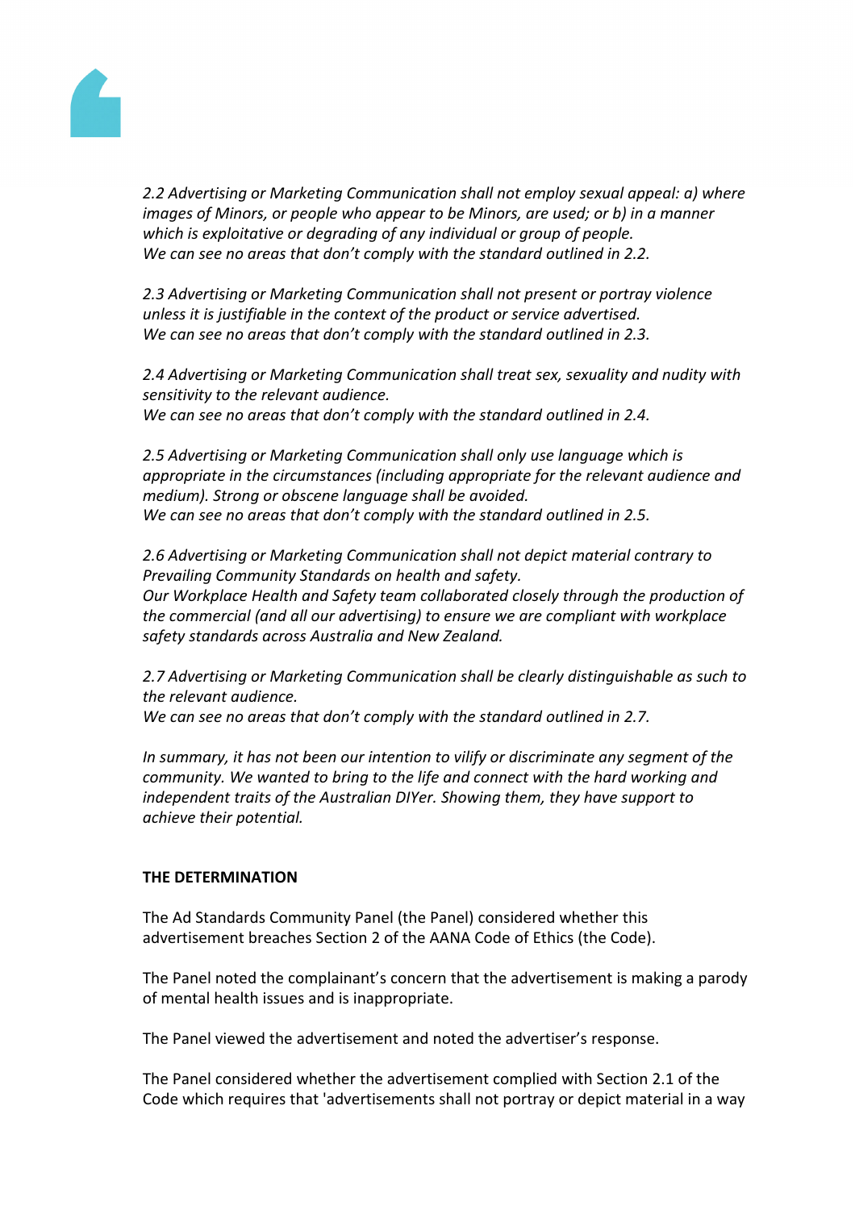*2.2 Advertising or Marketing Communication shall not employ sexual appeal: a) where images of Minors, or people who appear to be Minors, are used; or b) in a manner which is exploitative or degrading of any individual or group of people.*
*We can see no areas that don't comply with the standard outlined in 2.2.*

*2.3 Advertising or Marketing Communication shall not present or portray violence unless it is justifiable in the context of the product or service advertised.*
*We can see no areas that don't comply with the standard outlined in 2.3.*

*2.4 Advertising or Marketing Communication shall treat sex, sexuality and nudity with sensitivity to the relevant audience.*
*We can see no areas that don't comply with the standard outlined in 2.4.*

*2.5 Advertising or Marketing Communication shall only use language which is appropriate in the circumstances (including appropriate for the relevant audience and medium). Strong or obscene language shall be avoided.*
*We can see no areas that don't comply with the standard outlined in 2.5.*

*2.6 Advertising or Marketing Communication shall not depict material contrary to Prevailing Community Standards on health and safety.*
*Our Workplace Health and Safety team collaborated closely through the production of the commercial (and all our advertising) to ensure we are compliant with workplace safety standards across Australia and New Zealand.*

*2.7 Advertising or Marketing Communication shall be clearly distinguishable as such to the relevant audience.*
*We can see no areas that don't comply with the standard outlined in 2.7.*

*In summary, it has not been our intention to vilify or discriminate any segment of the community. We wanted to bring to the life and connect with the hard working and independent traits of the Australian DIYer. Showing them, they have support to achieve their potential.*

**THE DETERMINATION**

The Ad Standards Community Panel (the Panel) considered whether this advertisement breaches Section 2 of the AANA Code of Ethics (the Code).

The Panel noted the complainant's concern that the advertisement is making a parody of mental health issues and is inappropriate.

The Panel viewed the advertisement and noted the advertiser's response.

The Panel considered whether the advertisement complied with Section 2.1 of the Code which requires that 'advertisements shall not portray or depict material in a way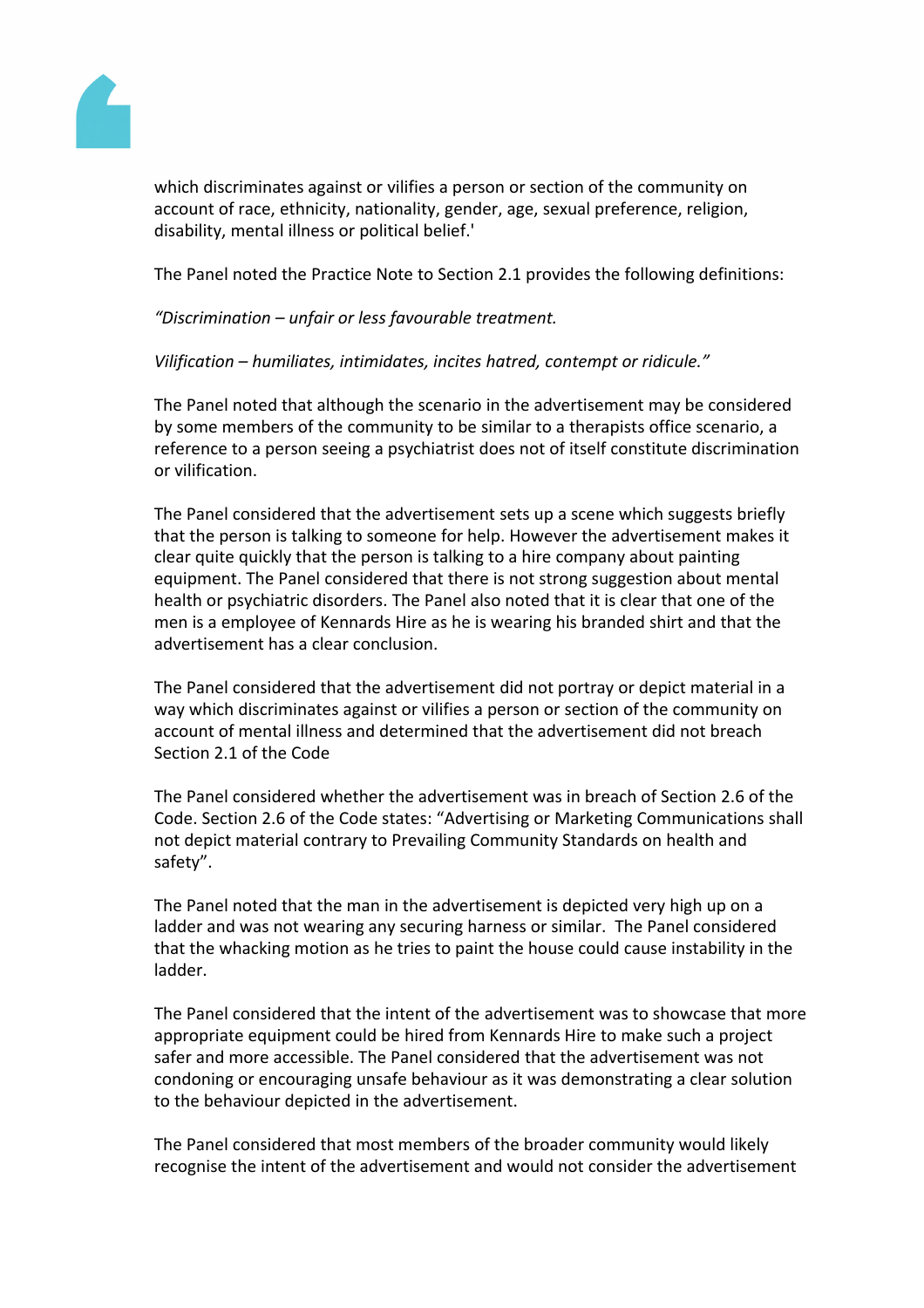which discriminates against or vilifies a person or section of the community on account of race, ethnicity, nationality, gender, age, sexual preference, religion, disability, mental illness or political belief.'

The Panel noted the Practice Note to Section 2.1 provides the following definitions:

*"Discrimination – unfair or less favourable treatment.*

*Vilification – humiliates, intimidates, incites hatred, contempt or ridicule."*

The Panel noted that although the scenario in the advertisement may be considered by some members of the community to be similar to a therapists office scenario, a reference to a person seeing a psychiatrist does not of itself constitute discrimination or vilification.

The Panel considered that the advertisement sets up a scene which suggests briefly that the person is talking to someone for help. However the advertisement makes it clear quite quickly that the person is talking to a hire company about painting equipment. The Panel considered that there is not strong suggestion about mental health or psychiatric disorders. The Panel also noted that it is clear that one of the men is a employee of Kennards Hire as he is wearing his branded shirt and that the advertisement has a clear conclusion.

The Panel considered that the advertisement did not portray or depict material in a way which discriminates against or vilifies a person or section of the community on account of mental illness and determined that the advertisement did not breach Section 2.1 of the Code

The Panel considered whether the advertisement was in breach of Section 2.6 of the Code. Section 2.6 of the Code states: "Advertising or Marketing Communications shall not depict material contrary to Prevailing Community Standards on health and safety".

The Panel noted that the man in the advertisement is depicted very high up on a ladder and was not wearing any securing harness or similar. The Panel considered that the whacking motion as he tries to paint the house could cause instability in the ladder.

The Panel considered that the intent of the advertisement was to showcase that more appropriate equipment could be hired from Kennards Hire to make such a project safer and more accessible. The Panel considered that the advertisement was not condoning or encouraging unsafe behaviour as it was demonstrating a clear solution to the behaviour depicted in the advertisement.

The Panel considered that most members of the broader community would likely recognise the intent of the advertisement and would not consider the advertisement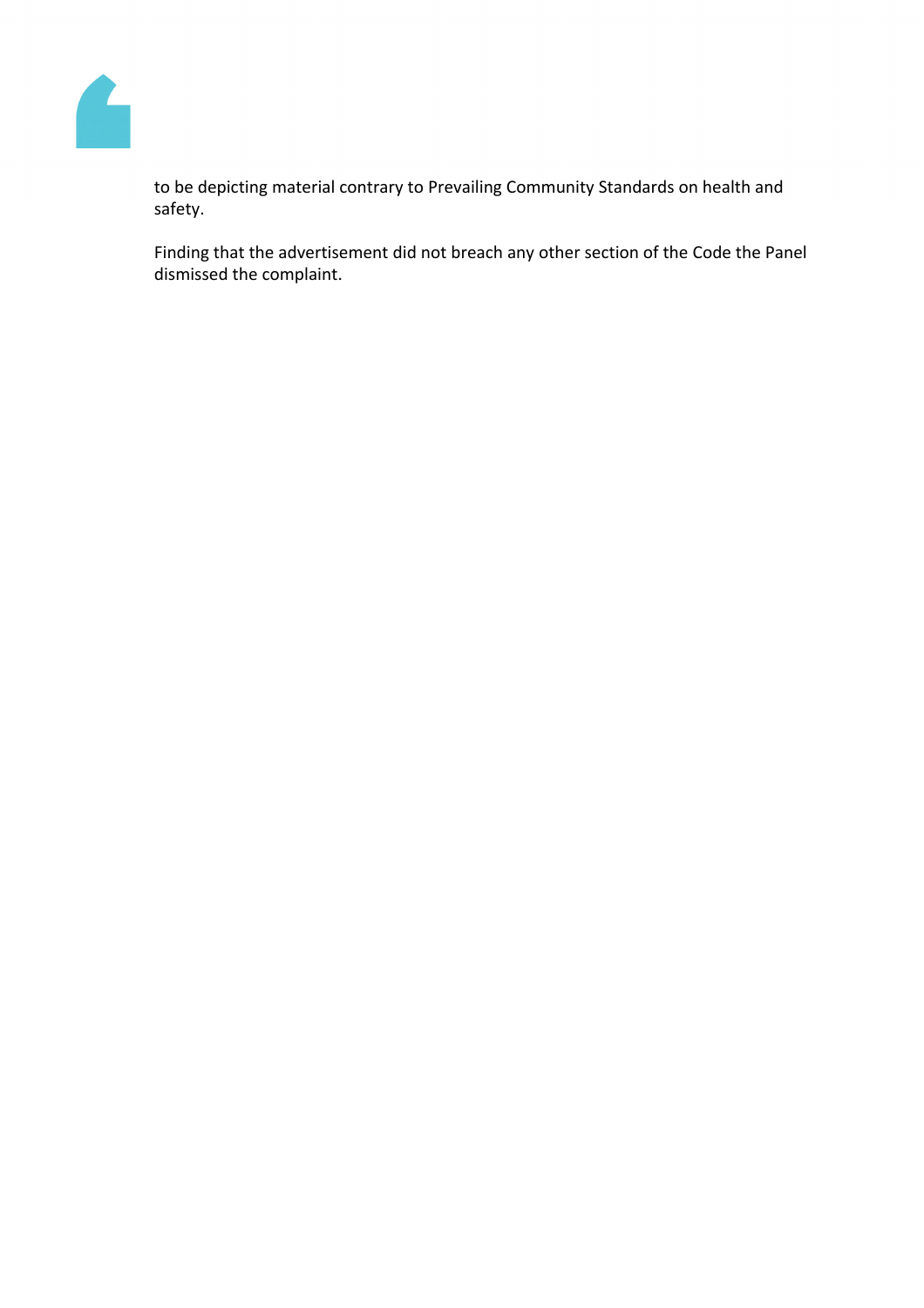to be depicting material contrary to Prevailing Community Standards on health and safety.

Finding that the advertisement did not breach any other section of the Code the Panel dismissed the complaint.